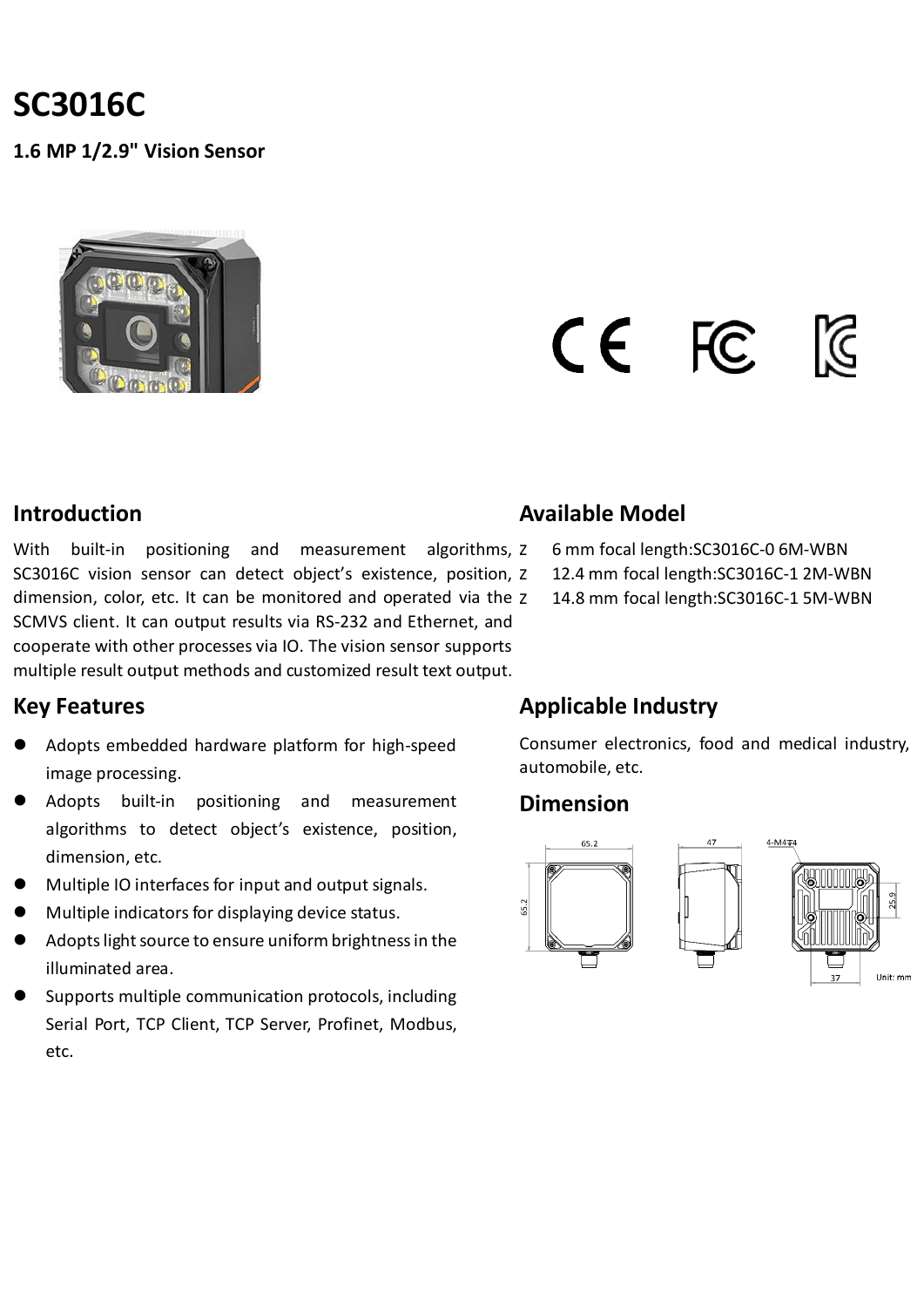# SC3016C

**1.6 MP 1/2.9" Vision Sensor**

## Introduction

With built-in positioning and measurement algorithms, SC3016C vision sensor can detect object's existence, position, dimension, color, etc. It can be monitored and operated via the SCMVS client. It can output results via RS-232 and Ethernet, and cooperate with other processes via IO. The vision sensor supports multiple result output methods and customized result text output.

## Available Model

- 6 mm focal length:SC3016C-0 6M-WBN
- 12.4 mm focal length:SC3016C-1 2M-WBN
- 14.8 mm focal length:SC3016C-1 5M-WBN

## Key Features

- Adopts embedded hardware platform for high-speed image processing.
- Adopts built-in positioning and measurement algorithms to detect object's existence, position, dimension, etc.
- Multiple IO interfaces for input and output signals.
- Multiple indicators for displaying device status.
- Adopts light source to ensure uniform brightness in the illuminated area.
- Supports multiple communication protocols, including Serial Port, TCP Client, TCP Server, Profinet, Modbus, etc.

## Applicable Industry

Consumer electronics, food and medical industry, automobile, etc.

## Dimension

65.2 | 65.2 | 47 | 4-M4 | 25.9 | 37 | Unit: mm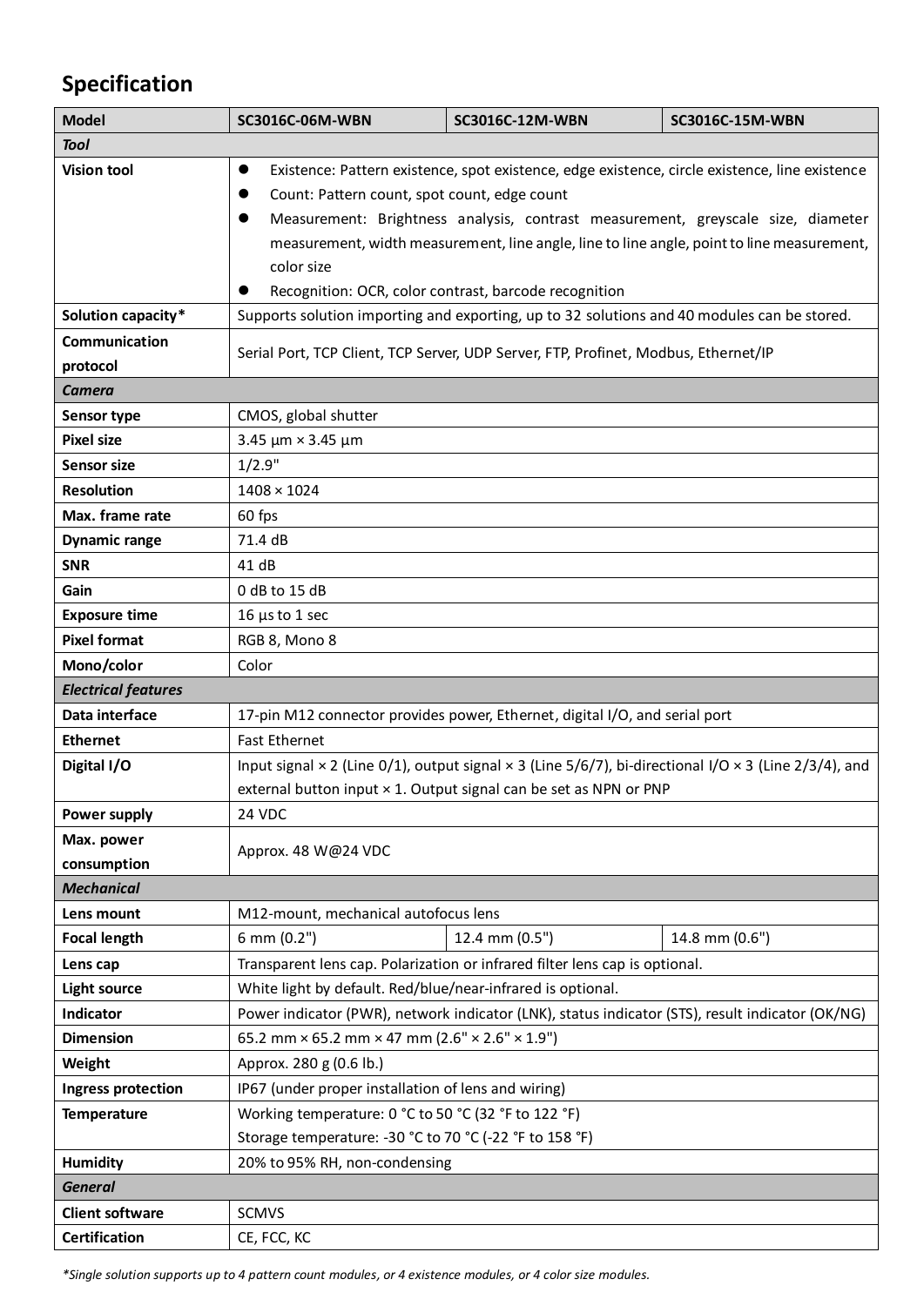## Specification

| Model | SC3016C-06M-WBN | SC3016C-12M-WBN | SC3016C-15M-WBN |
|---|---|---|---|
| ***Tool*** | | | |
| **Vision tool** | • Existence: Pattern existence, spot existence, edge existence, circle existence, line existence<br>• Count: Pattern count, spot count, edge count<br>• Measurement: Brightness analysis, contrast measurement, greyscale size, diameter measurement, width measurement, line angle, line to line angle, point to line measurement, color size<br>• Recognition: OCR, color contrast, barcode recognition | | |
| **Solution capacity*** | Supports solution importing and exporting, up to 32 solutions and 40 modules can be stored. | | |
| **Communication protocol** | Serial Port, TCP Client, TCP Server, UDP Server, FTP, Profinet, Modbus, Ethernet/IP | | |
| ***Camera*** | | | |
| **Sensor type** | CMOS, global shutter | | |
| **Pixel size** | 3.45 µm × 3.45 µm | | |
| **Sensor size** | 1/2.9" | | |
| **Resolution** | 1408 × 1024 | | |
| **Max. frame rate** | 60 fps | | |
| **Dynamic range** | 71.4 dB | | |
| **SNR** | 41 dB | | |
| **Gain** | 0 dB to 15 dB | | |
| **Exposure time** | 16 µs to 1 sec | | |
| **Pixel format** | RGB 8, Mono 8 | | |
| **Mono/color** | Color | | |
| ***Electrical features*** | | | |
| **Data interface** | 17-pin M12 connector provides power, Ethernet, digital I/O, and serial port | | |
| **Ethernet** | Fast Ethernet | | |
| **Digital I/O** | Input signal × 2 (Line 0/1), output signal × 3 (Line 5/6/7), bi-directional I/O × 3 (Line 2/3/4), and external button input × 1. Output signal can be set as NPN or PNP | | |
| **Power supply** | 24 VDC | | |
| **Max. power consumption** | Approx. 48 W@24 VDC | | |
| ***Mechanical*** | | | |
| **Lens mount** | M12-mount, mechanical autofocus lens | | |
| **Focal length** | 6 mm (0.2") | 12.4 mm (0.5") | 14.8 mm (0.6") |
| **Lens cap** | Transparent lens cap. Polarization or infrared filter lens cap is optional. | | |
| **Light source** | White light by default. Red/blue/near-infrared is optional. | | |
| **Indicator** | Power indicator (PWR), network indicator (LNK), status indicator (STS), result indicator (OK/NG) | | |
| **Dimension** | 65.2 mm × 65.2 mm × 47 mm (2.6" × 2.6" × 1.9") | | |
| **Weight** | Approx. 280 g (0.6 lb.) | | |
| **Ingress protection** | IP67 (under proper installation of lens and wiring) | | |
| **Temperature** | Working temperature: 0 °C to 50 °C (32 °F to 122 °F)<br>Storage temperature: -30 °C to 70 °C (-22 °F to 158 °F) | | |
| **Humidity** | 20% to 95% RH, non-condensing | | |
| ***General*** | | | |
| **Client software** | SCMVS | | |
| **Certification** | CE, FCC, KC | | |

**Single solution supports up to 4 pattern count modules, or 4 existence modules, or 4 color size modules.*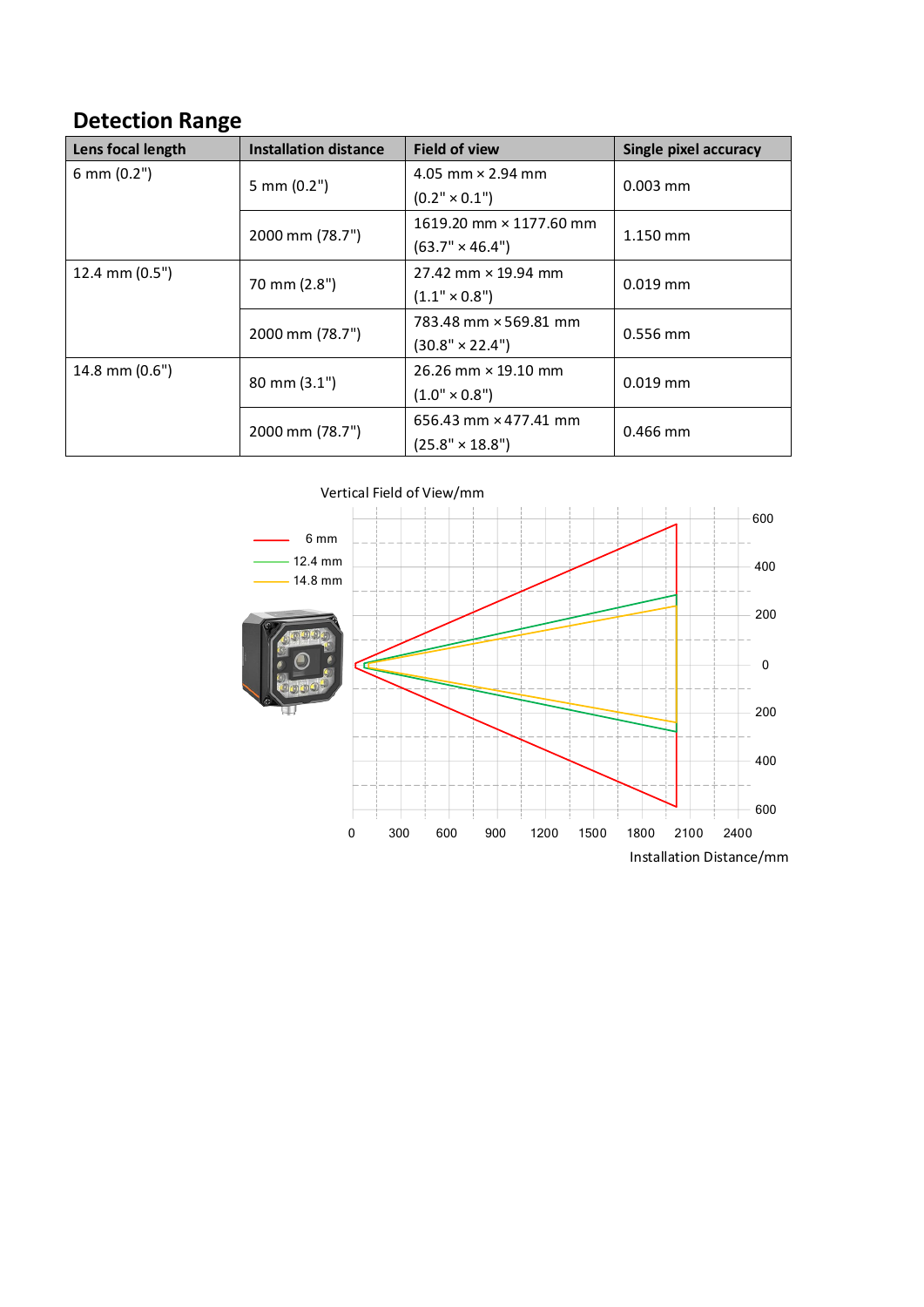## Detection Range

| Lens focal length | Installation distance | Field of view | Single pixel accuracy |
|---|---|---|---|
| 6 mm (0.2") | 5 mm (0.2") | 4.05 mm × 2.94 mm (0.2" × 0.1") | 0.003 mm |
| | 2000 mm (78.7") | 1619.20 mm × 1177.60 mm (63.7" × 46.4") | 1.150 mm |
| 12.4 mm (0.5") | 70 mm (2.8") | 27.42 mm × 19.94 mm (1.1" × 0.8") | 0.019 mm |
| | 2000 mm (78.7") | 783.48 mm × 569.81 mm (30.8" × 22.4") | 0.556 mm |
| 14.8 mm (0.6") | 80 mm (3.1") | 26.26 mm × 19.10 mm (1.0" × 0.8") | 0.019 mm |
| | 2000 mm (78.7") | 656.43 mm × 477.41 mm (25.8" × 18.8") | 0.466 mm |

Vertical Field of View/mm

6 mm
12.4 mm
14.8 mm

600
400
200
0
200
400
600

0 300 600 900 1200 1500 1800 2100 2400

Installation Distance/mm